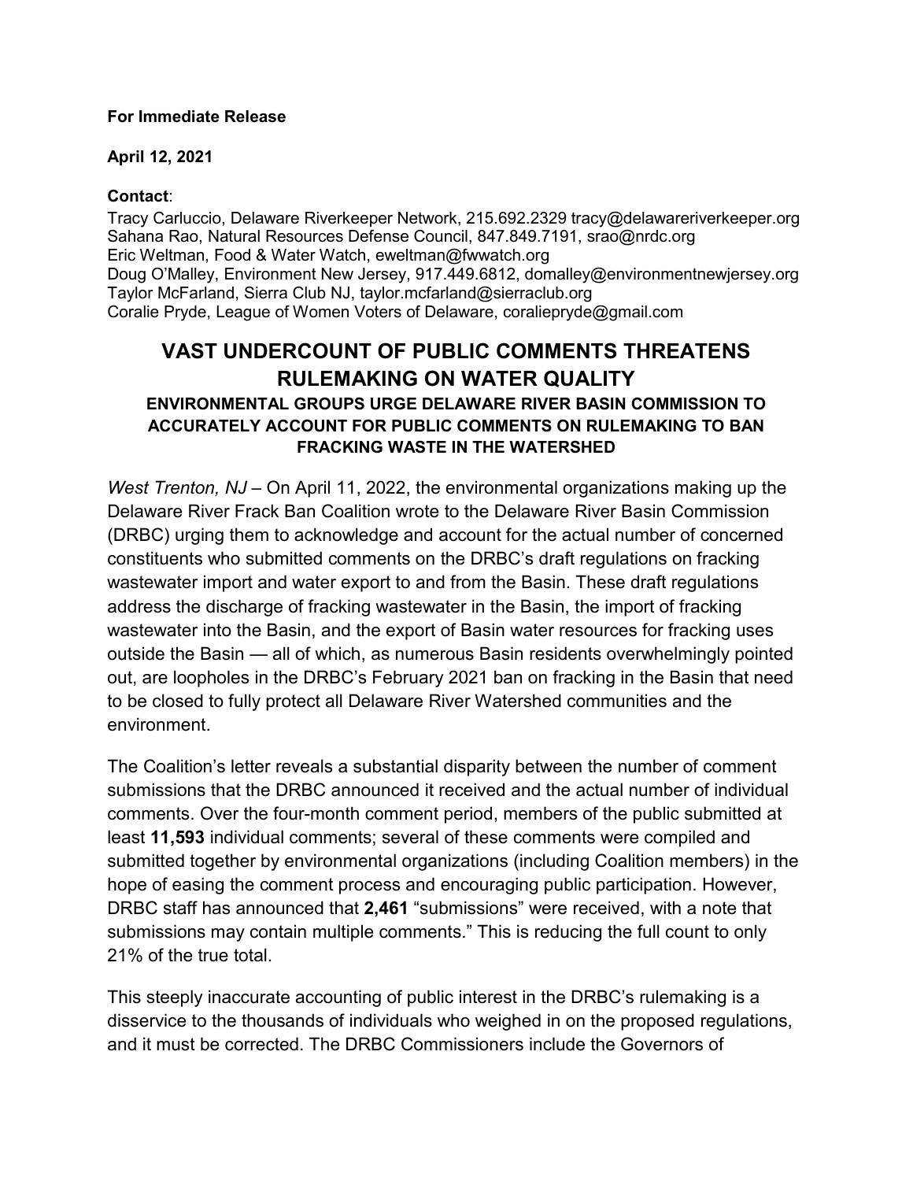**For Immediate Release**

**April 12, 2021**

**Contact**:
Tracy Carluccio, Delaware Riverkeeper Network, 215.692.2329 tracy@delawareriverkeeper.org
Sahana Rao, Natural Resources Defense Council, 847.849.7191, srao@nrdc.org
Eric Weltman, Food & Water Watch, eweltman@fwwatch.org
Doug O'Malley, Environment New Jersey, 917.449.6812, domalley@environmentnewjersey.org
Taylor McFarland, Sierra Club NJ, taylor.mcfarland@sierraclub.org
Coralie Pryde, League of Women Voters of Delaware, coraliepryde@gmail.com

# VAST UNDERCOUNT OF PUBLIC COMMENTS THREATENS RULEMAKING ON WATER QUALITY

### ENVIRONMENTAL GROUPS URGE DELAWARE RIVER BASIN COMMISSION TO ACCURATELY ACCOUNT FOR PUBLIC COMMENTS ON RULEMAKING TO BAN FRACKING WASTE IN THE WATERSHED

*West Trenton, NJ* – On April 11, 2022, the environmental organizations making up the Delaware River Frack Ban Coalition wrote to the Delaware River Basin Commission (DRBC) urging them to acknowledge and account for the actual number of concerned constituents who submitted comments on the DRBC's draft regulations on fracking wastewater import and water export to and from the Basin. These draft regulations address the discharge of fracking wastewater in the Basin, the import of fracking wastewater into the Basin, and the export of Basin water resources for fracking uses outside the Basin — all of which, as numerous Basin residents overwhelmingly pointed out, are loopholes in the DRBC's February 2021 ban on fracking in the Basin that need to be closed to fully protect all Delaware River Watershed communities and the environment.

The Coalition's letter reveals a substantial disparity between the number of comment submissions that the DRBC announced it received and the actual number of individual comments. Over the four-month comment period, members of the public submitted at least **11,593** individual comments; several of these comments were compiled and submitted together by environmental organizations (including Coalition members) in the hope of easing the comment process and encouraging public participation. However, DRBC staff has announced that **2,461** "submissions" were received, with a note that submissions may contain multiple comments." This is reducing the full count to only 21% of the true total.

This steeply inaccurate accounting of public interest in the DRBC's rulemaking is a disservice to the thousands of individuals who weighed in on the proposed regulations, and it must be corrected. The DRBC Commissioners include the Governors of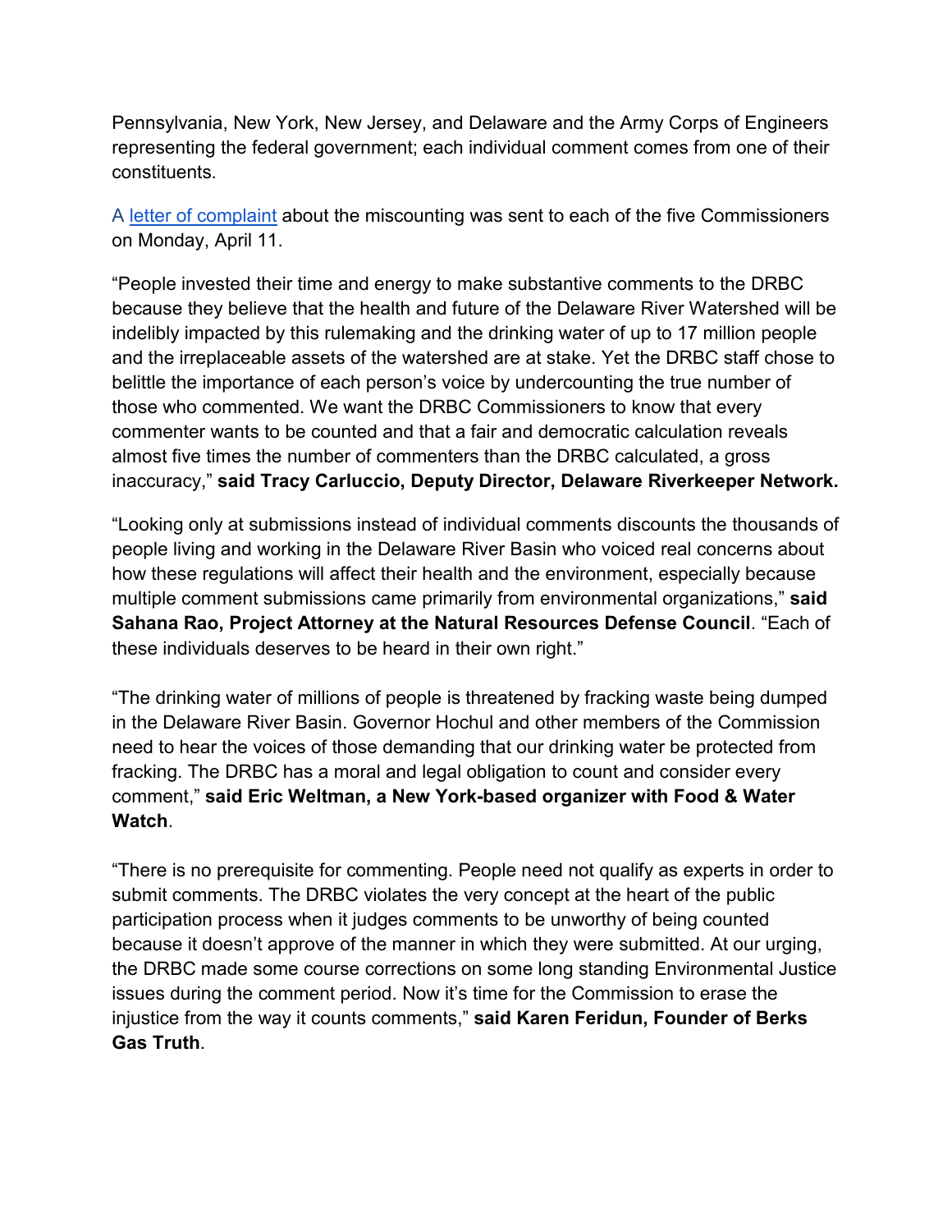Pennsylvania, New York, New Jersey, and Delaware and the Army Corps of Engineers representing the federal government; each individual comment comes from one of their constituents.

A letter of complaint about the miscounting was sent to each of the five Commissioners on Monday, April 11.

"People invested their time and energy to make substantive comments to the DRBC because they believe that the health and future of the Delaware River Watershed will be indelibly impacted by this rulemaking and the drinking water of up to 17 million people and the irreplaceable assets of the watershed are at stake. Yet the DRBC staff chose to belittle the importance of each person's voice by undercounting the true number of those who commented. We want the DRBC Commissioners to know that every commenter wants to be counted and that a fair and democratic calculation reveals almost five times the number of commenters than the DRBC calculated, a gross inaccuracy," **said Tracy Carluccio, Deputy Director, Delaware Riverkeeper Network.**

"Looking only at submissions instead of individual comments discounts the thousands of people living and working in the Delaware River Basin who voiced real concerns about how these regulations will affect their health and the environment, especially because multiple comment submissions came primarily from environmental organizations," **said Sahana Rao, Project Attorney at the Natural Resources Defense Council**. "Each of these individuals deserves to be heard in their own right."

"The drinking water of millions of people is threatened by fracking waste being dumped in the Delaware River Basin. Governor Hochul and other members of the Commission need to hear the voices of those demanding that our drinking water be protected from fracking. The DRBC has a moral and legal obligation to count and consider every comment," **said Eric Weltman, a New York-based organizer with Food & Water Watch**.

"There is no prerequisite for commenting. People need not qualify as experts in order to submit comments. The DRBC violates the very concept at the heart of the public participation process when it judges comments to be unworthy of being counted because it doesn't approve of the manner in which they were submitted. At our urging, the DRBC made some course corrections on some long standing Environmental Justice issues during the comment period. Now it's time for the Commission to erase the injustice from the way it counts comments," **said Karen Feridun, Founder of Berks Gas Truth**.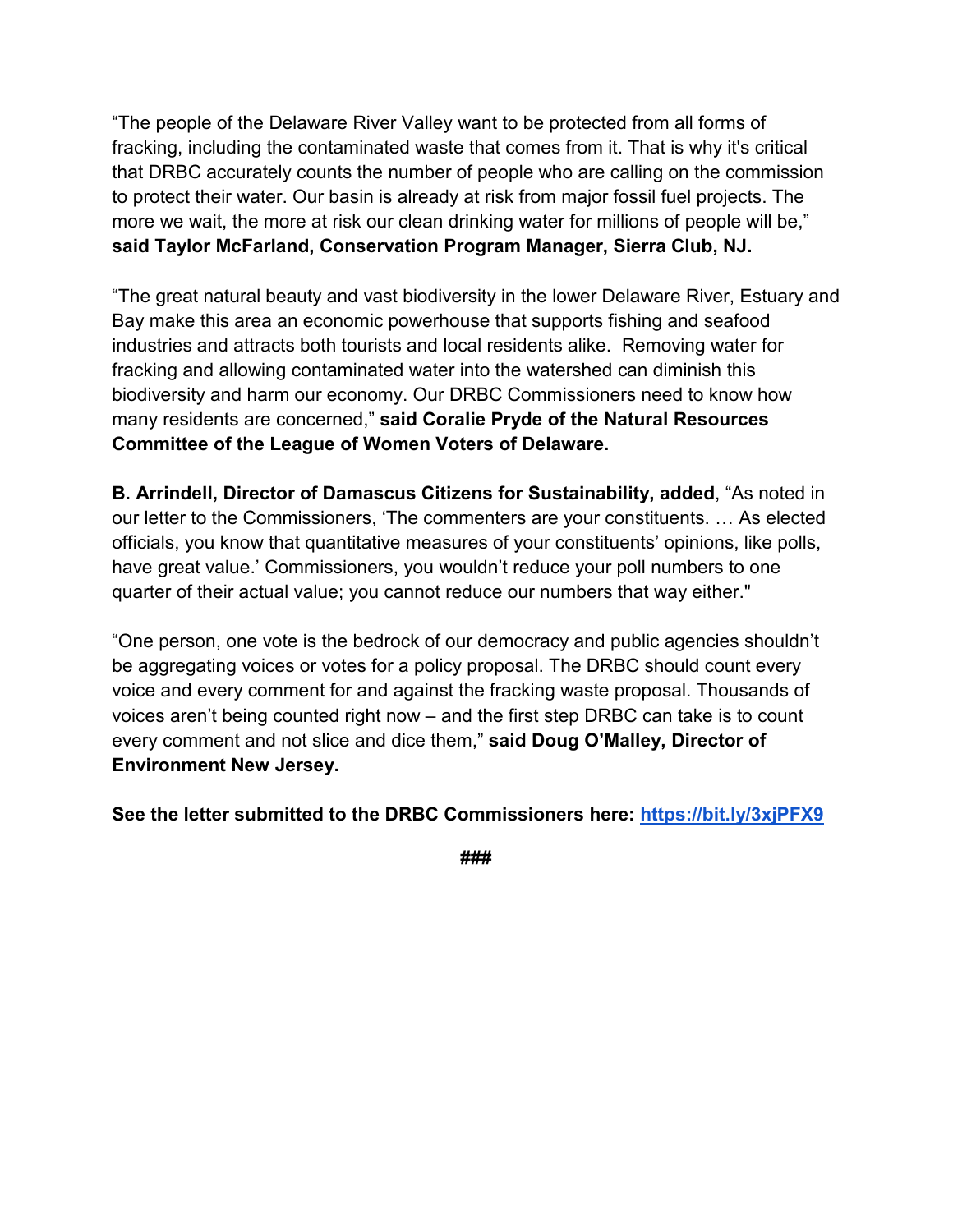"The people of the Delaware River Valley want to be protected from all forms of fracking, including the contaminated waste that comes from it. That is why it's critical that DRBC accurately counts the number of people who are calling on the commission to protect their water. Our basin is already at risk from major fossil fuel projects. The more we wait, the more at risk our clean drinking water for millions of people will be," **said Taylor McFarland, Conservation Program Manager, Sierra Club, NJ.**

"The great natural beauty and vast biodiversity in the lower Delaware River, Estuary and Bay make this area an economic powerhouse that supports fishing and seafood industries and attracts both tourists and local residents alike. Removing water for fracking and allowing contaminated water into the watershed can diminish this biodiversity and harm our economy. Our DRBC Commissioners need to know how many residents are concerned," **said Coralie Pryde of the Natural Resources Committee of the League of Women Voters of Delaware.**

**B. Arrindell, Director of Damascus Citizens for Sustainability, added**, "As noted in our letter to the Commissioners, 'The commenters are your constituents. … As elected officials, you know that quantitative measures of your constituents' opinions, like polls, have great value.' Commissioners, you wouldn't reduce your poll numbers to one quarter of their actual value; you cannot reduce our numbers that way either."

"One person, one vote is the bedrock of our democracy and public agencies shouldn't be aggregating voices or votes for a policy proposal. The DRBC should count every voice and every comment for and against the fracking waste proposal. Thousands of voices aren't being counted right now – and the first step DRBC can take is to count every comment and not slice and dice them," **said Doug O'Malley, Director of Environment New Jersey.**

**See the letter submitted to the DRBC Commissioners here: [https://bit.ly/3xjPFX9](https://bit.ly/3xjPFX9)**

###